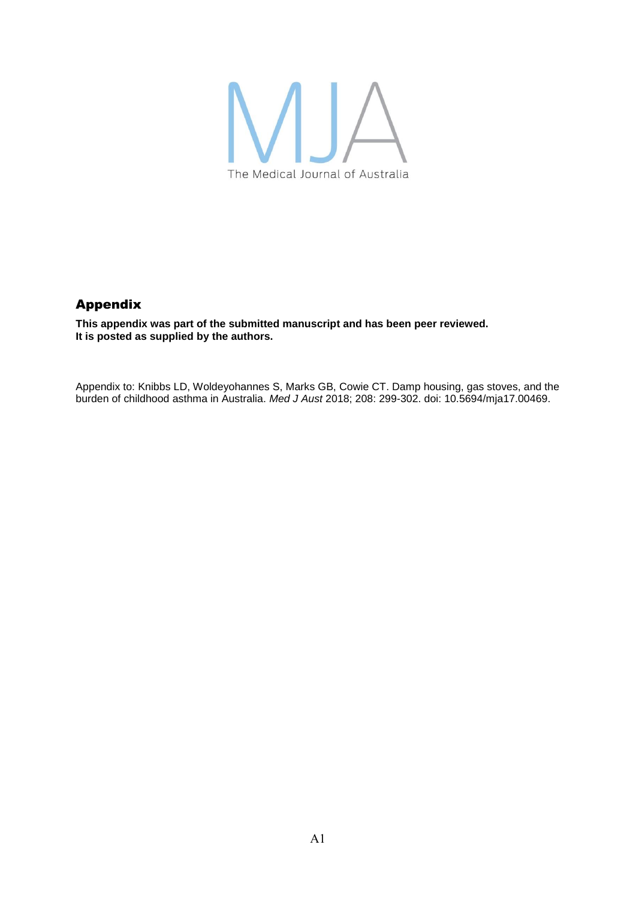MJA

The Medical Journal of Australia

## Appendix

**This appendix was part of the submitted manuscript and has been peer reviewed. It is posted as supplied by the authors.**

Appendix to: Knibbs LD, Woldeyohannes S, Marks GB, Cowie CT. Damp housing, gas stoves, and the burden of childhood asthma in Australia. *Med J Aust* 2018; 208: 299-302. doi: 10.5694/mja17.00469.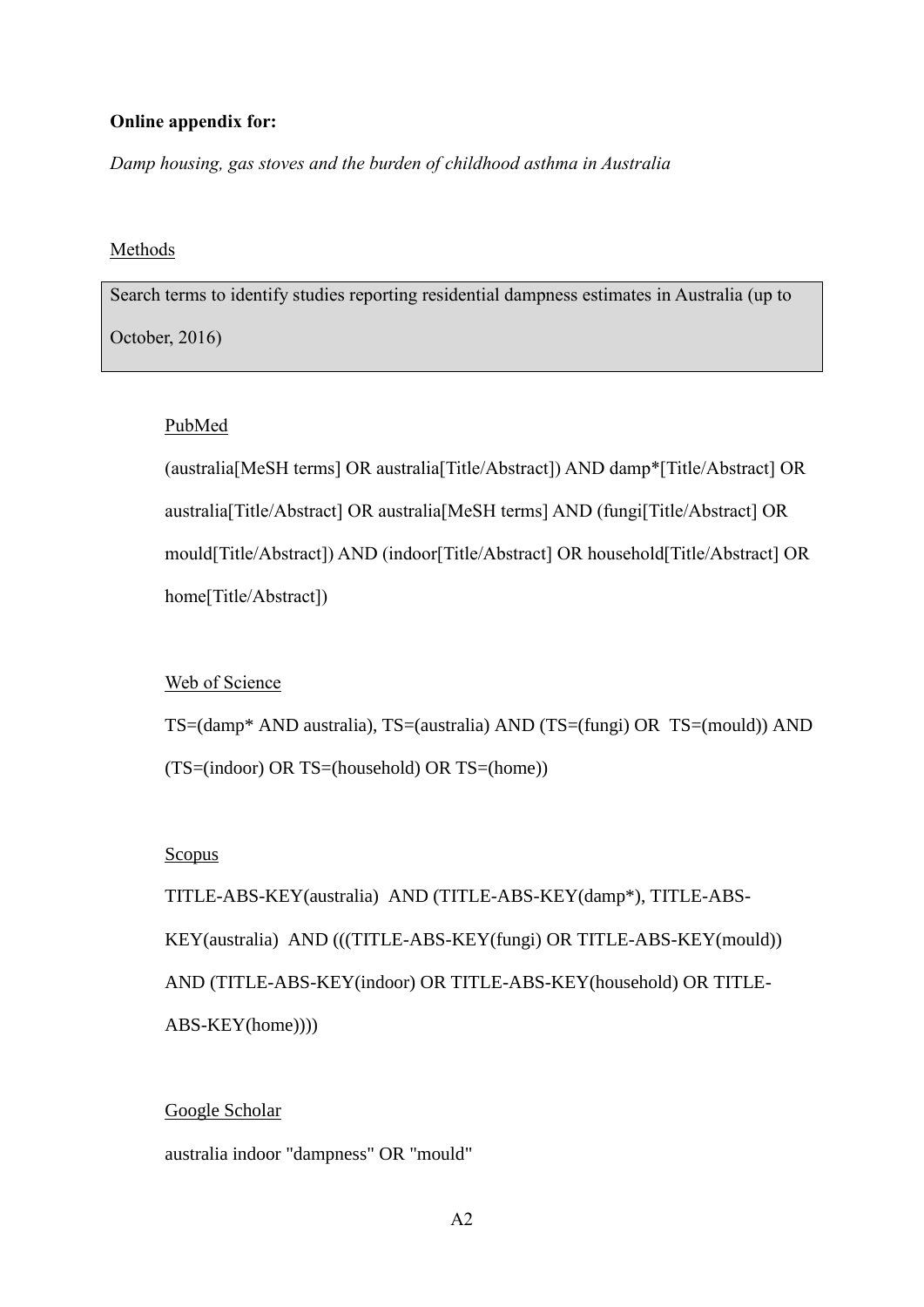**Online appendix for:**

*Damp housing, gas stoves and the burden of childhood asthma in Australia*

Methods

Search terms to identify studies reporting residential dampness estimates in Australia (up to October, 2016)

PubMed

(australia[MeSH terms] OR australia[Title/Abstract]) AND damp*[Title/Abstract] OR australia[Title/Abstract] OR australia[MeSH terms] AND (fungi[Title/Abstract] OR mould[Title/Abstract]) AND (indoor[Title/Abstract] OR household[Title/Abstract] OR home[Title/Abstract])

Web of Science

TS=(damp* AND australia), TS=(australia) AND (TS=(fungi) OR TS=(mould)) AND (TS=(indoor) OR TS=(household) OR TS=(home))

Scopus

TITLE-ABS-KEY(australia) AND (TITLE-ABS-KEY(damp*), TITLE-ABS-KEY(australia) AND (((TITLE-ABS-KEY(fungi) OR TITLE-ABS-KEY(mould)) AND (TITLE-ABS-KEY(indoor) OR TITLE-ABS-KEY(household) OR TITLE-ABS-KEY(home))))

Google Scholar

australia indoor "dampness" OR "mould"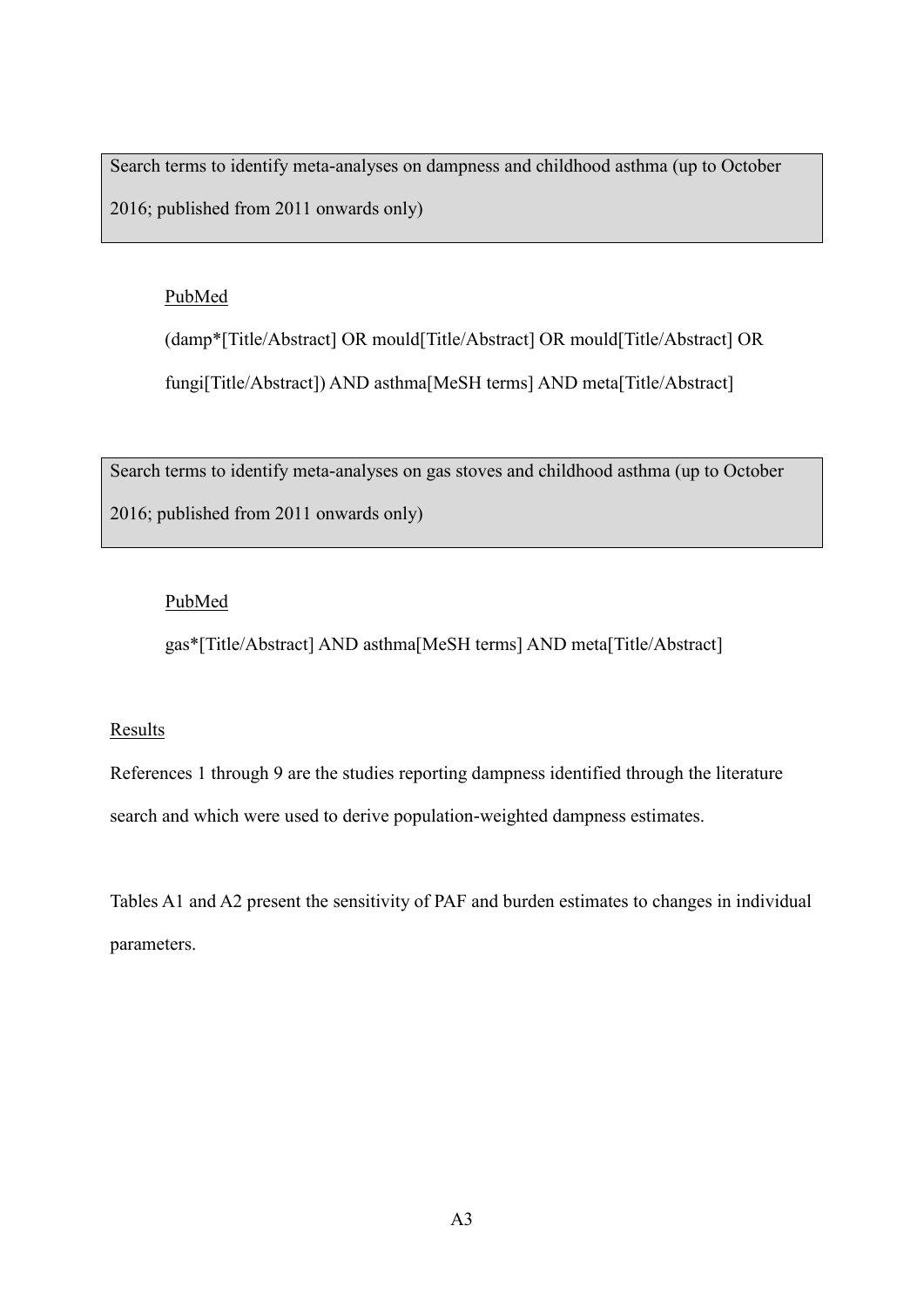Search terms to identify meta-analyses on dampness and childhood asthma (up to October 2016; published from 2011 onwards only)

PubMed

(damp*[Title/Abstract] OR mould[Title/Abstract] OR mould[Title/Abstract] OR fungi[Title/Abstract]) AND asthma[MeSH terms] AND meta[Title/Abstract]

Search terms to identify meta-analyses on gas stoves and childhood asthma (up to October 2016; published from 2011 onwards only)

PubMed

gas*[Title/Abstract] AND asthma[MeSH terms] AND meta[Title/Abstract]

Results

References 1 through 9 are the studies reporting dampness identified through the literature search and which were used to derive population-weighted dampness estimates.

Tables A1 and A2 present the sensitivity of PAF and burden estimates to changes in individual parameters.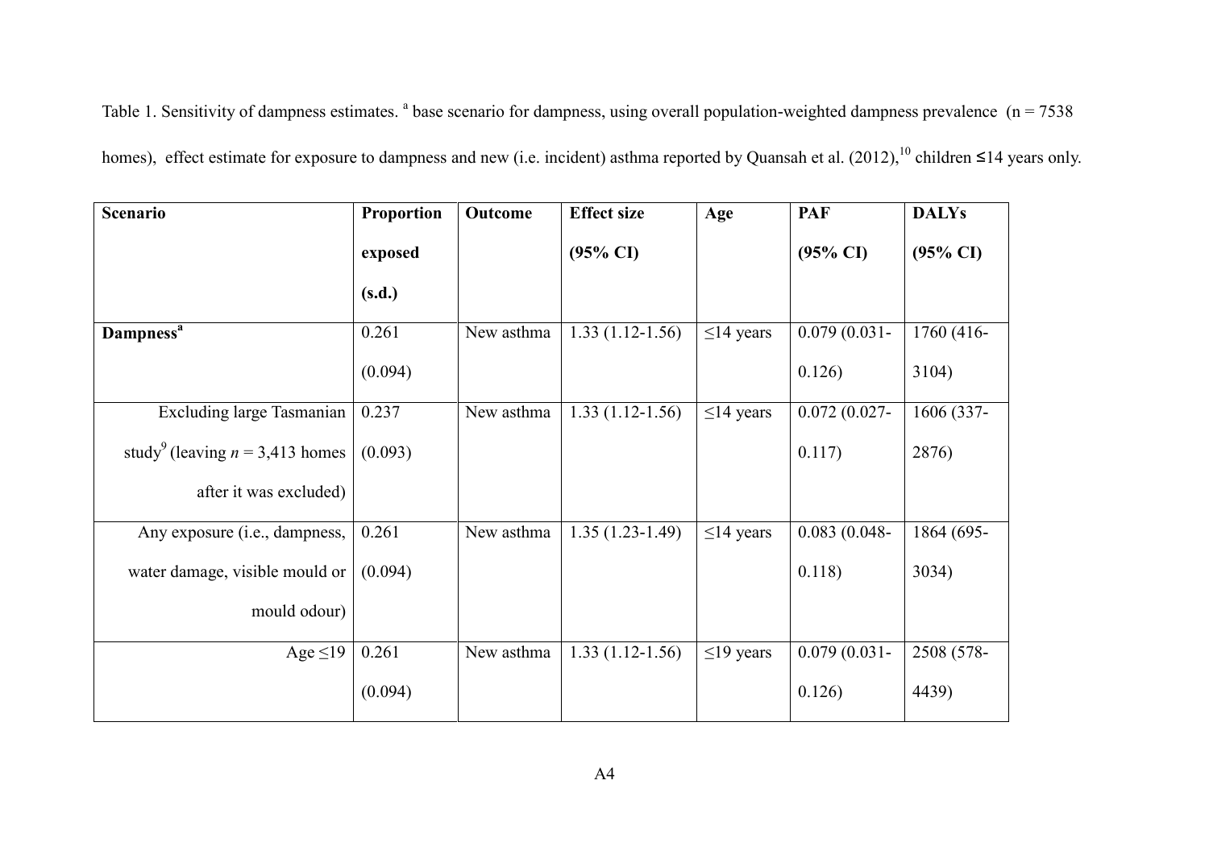Table 1. Sensitivity of dampness estimates. [a] base scenario for dampness, using overall population-weighted dampness prevalence (n = 7538 homes), effect estimate for exposure to dampness and new (i.e. incident) asthma reported by Quansah et al. (2012),[10] children ≤14 years only.

| Scenario | Proportion exposed (s.d.) | Outcome | Effect size (95% CI) | Age | PAF (95% CI) | DALYs (95% CI) |
|---|---|---|---|---|---|---|
| **Dampness[a]** | 0.261 (0.094) | New asthma | 1.33 (1.12-1.56) | ≤14 years | 0.079 (0.031-0.126) | 1760 (416-3104) |
| Excluding large Tasmanian study[9] (leaving *n* = 3,413 homes after it was excluded) | 0.237 (0.093) | New asthma | 1.33 (1.12-1.56) | ≤14 years | 0.072 (0.027-0.117) | 1606 (337-2876) |
| Any exposure (i.e., dampness, water damage, visible mould or mould odour) | 0.261 (0.094) | New asthma | 1.35 (1.23-1.49) | ≤14 years | 0.083 (0.048-0.118) | 1864 (695-3034) |
| Age ≤19 | 0.261 (0.094) | New asthma | 1.33 (1.12-1.56) | ≤19 years | 0.079 (0.031-0.126) | 2508 (578-4439) |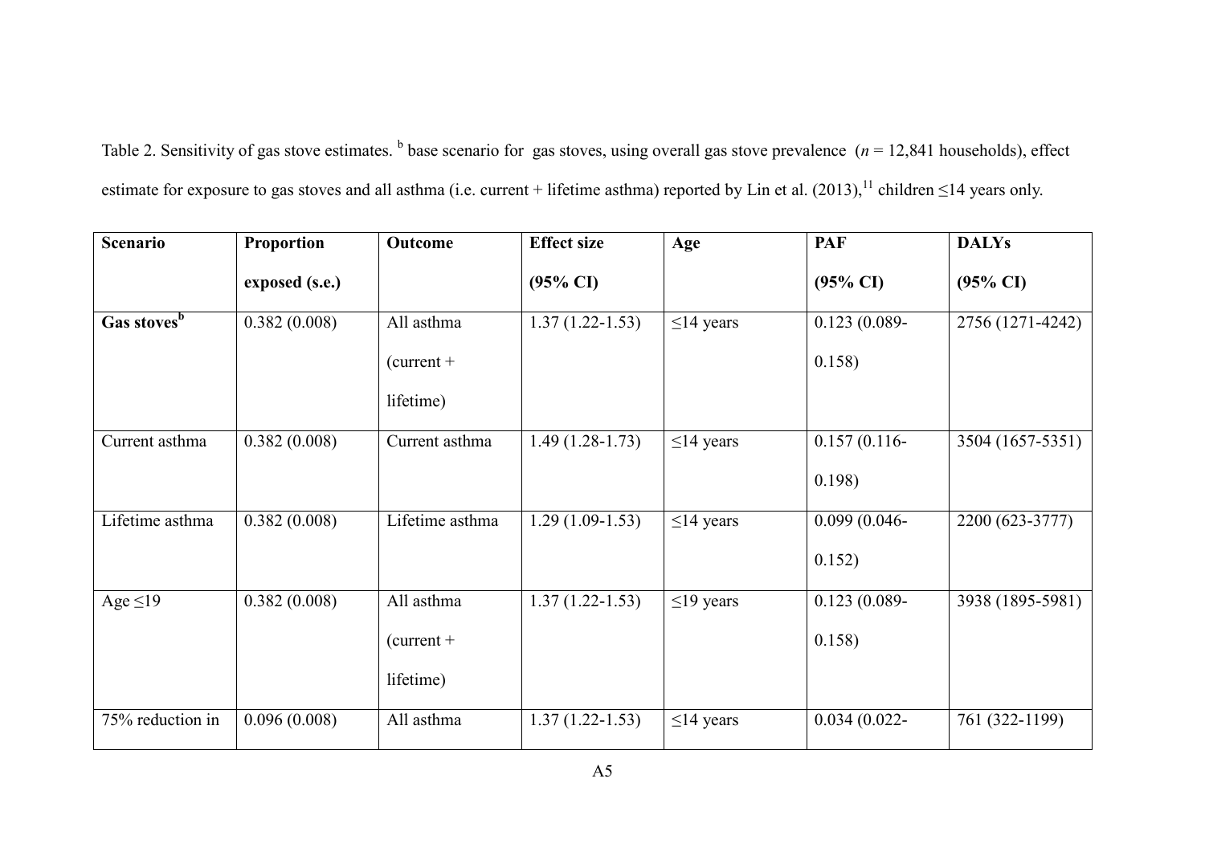Table 2. Sensitivity of gas stove estimates. [b] base scenario for gas stoves, using overall gas stove prevalence ($n$ = 12,841 households), effect estimate for exposure to gas stoves and all asthma (i.e. current + lifetime asthma) reported by Lin et al. (2013),[11] children ≤14 years only.

| Scenario | Proportion exposed (s.e.) | Outcome | Effect size (95% CI) | Age | PAF (95% CI) | DALYs (95% CI) |
|---|---|---|---|---|---|---|
| **Gas stoves[b]** | 0.382 (0.008) | All asthma (current + lifetime) | 1.37 (1.22-1.53) | ≤14 years | 0.123 (0.089-0.158) | 2756 (1271-4242) |
| Current asthma | 0.382 (0.008) | Current asthma | 1.49 (1.28-1.73) | ≤14 years | 0.157 (0.116-0.198) | 3504 (1657-5351) |
| Lifetime asthma | 0.382 (0.008) | Lifetime asthma | 1.29 (1.09-1.53) | ≤14 years | 0.099 (0.046-0.152) | 2200 (623-3777) |
| Age ≤19 | 0.382 (0.008) | All asthma (current + lifetime) | 1.37 (1.22-1.53) | ≤19 years | 0.123 (0.089-0.158) | 3938 (1895-5981) |
| 75% reduction in | 0.096 (0.008) | All asthma | 1.37 (1.22-1.53) | ≤14 years | 0.034 (0.022- | 761 (322-1199) |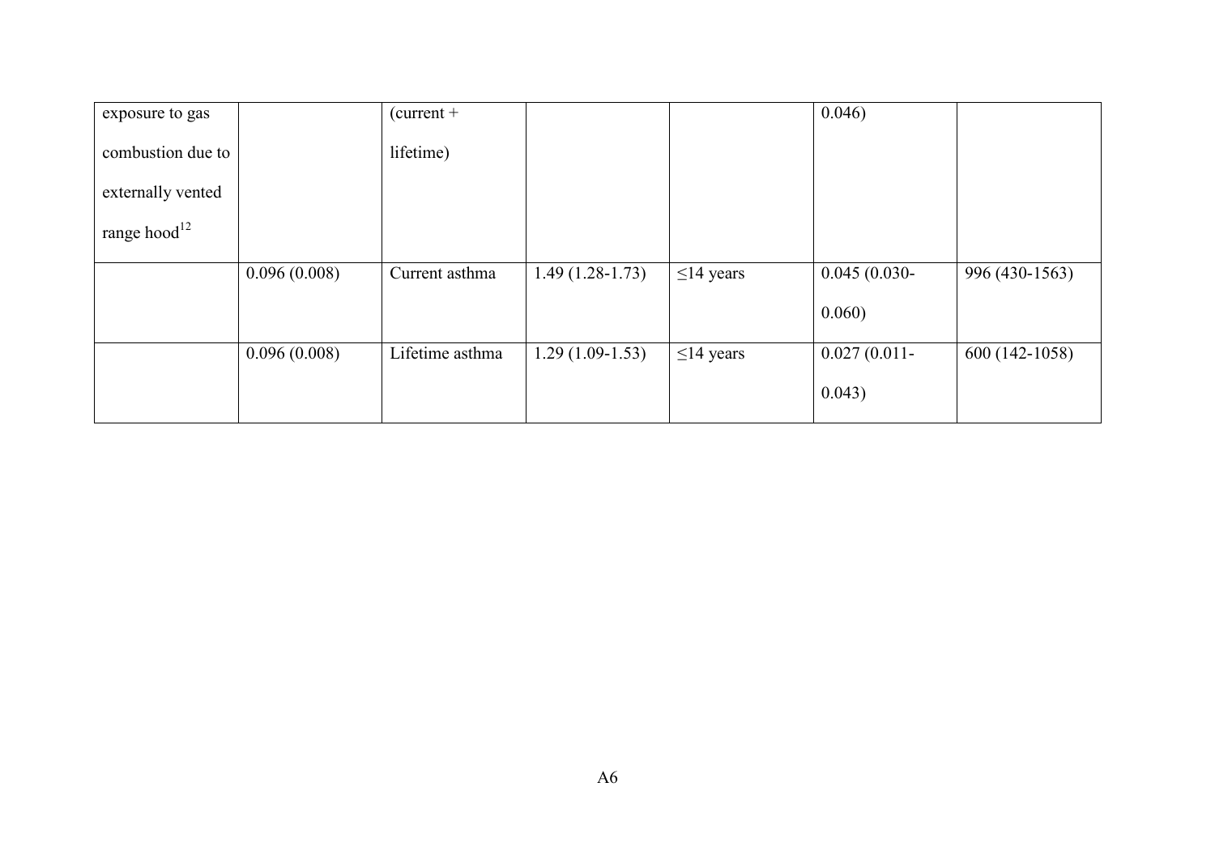| | | | | | | |
|---|---|---|---|---|---|---|
| exposure to gas combustion due to externally vented range hood[12] | | (current + lifetime) | | | 0.046) | |
| | 0.096 (0.008) | Current asthma | 1.49 (1.28-1.73) | ≤14 years | 0.045 (0.030-0.060) | 996 (430-1563) |
| | 0.096 (0.008) | Lifetime asthma | 1.29 (1.09-1.53) | ≤14 years | 0.027 (0.011-0.043) | 600 (142-1058) |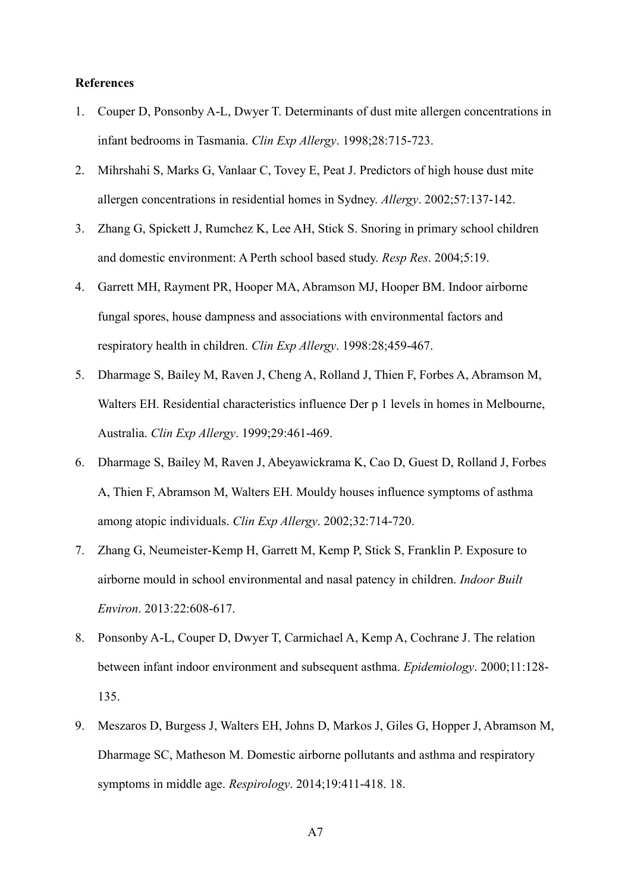**References**

1. Couper D, Ponsonby A-L, Dwyer T. Determinants of dust mite allergen concentrations in infant bedrooms in Tasmania. *Clin Exp Allergy*. 1998;28:715-723.
2. Mihrshahi S, Marks G, Vanlaar C, Tovey E, Peat J. Predictors of high house dust mite allergen concentrations in residential homes in Sydney. *Allergy*. 2002;57:137-142.
3. Zhang G, Spickett J, Rumchez K, Lee AH, Stick S. Snoring in primary school children and domestic environment: A Perth school based study. *Resp Res*. 2004;5:19.
4. Garrett MH, Rayment PR, Hooper MA, Abramson MJ, Hooper BM. Indoor airborne fungal spores, house dampness and associations with environmental factors and respiratory health in children. *Clin Exp Allergy*. 1998:28;459-467.
5. Dharmage S, Bailey M, Raven J, Cheng A, Rolland J, Thien F, Forbes A, Abramson M, Walters EH. Residential characteristics influence Der p 1 levels in homes in Melbourne, Australia. *Clin Exp Allergy*. 1999;29:461-469.
6. Dharmage S, Bailey M, Raven J, Abeyawickrama K, Cao D, Guest D, Rolland J, Forbes A, Thien F, Abramson M, Walters EH. Mouldy houses influence symptoms of asthma among atopic individuals. *Clin Exp Allergy*. 2002;32:714-720.
7. Zhang G, Neumeister-Kemp H, Garrett M, Kemp P, Stick S, Franklin P. Exposure to airborne mould in school environmental and nasal patency in children. *Indoor Built Environ*. 2013:22:608-617.
8. Ponsonby A-L, Couper D, Dwyer T, Carmichael A, Kemp A, Cochrane J. The relation between infant indoor environment and subsequent asthma. *Epidemiology*. 2000;11:128-135.
9. Meszaros D, Burgess J, Walters EH, Johns D, Markos J, Giles G, Hopper J, Abramson M, Dharmage SC, Matheson M. Domestic airborne pollutants and asthma and respiratory symptoms in middle age. *Respirology*. 2014;19:411-418. 18.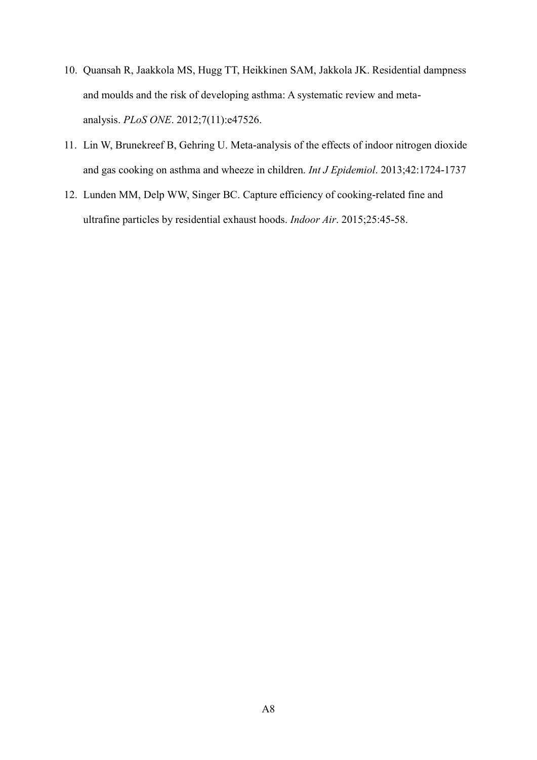10. Quansah R, Jaakkola MS, Hugg TT, Heikkinen SAM, Jakkola JK. Residential dampness and moulds and the risk of developing asthma: A systematic review and meta-analysis. *PLoS ONE*. 2012;7(11):e47526.
11. Lin W, Brunekreef B, Gehring U. Meta-analysis of the effects of indoor nitrogen dioxide and gas cooking on asthma and wheeze in children. *Int J Epidemiol*. 2013;42:1724-1737
12. Lunden MM, Delp WW, Singer BC. Capture efficiency of cooking-related fine and ultrafine particles by residential exhaust hoods. *Indoor Air*. 2015;25:45-58.